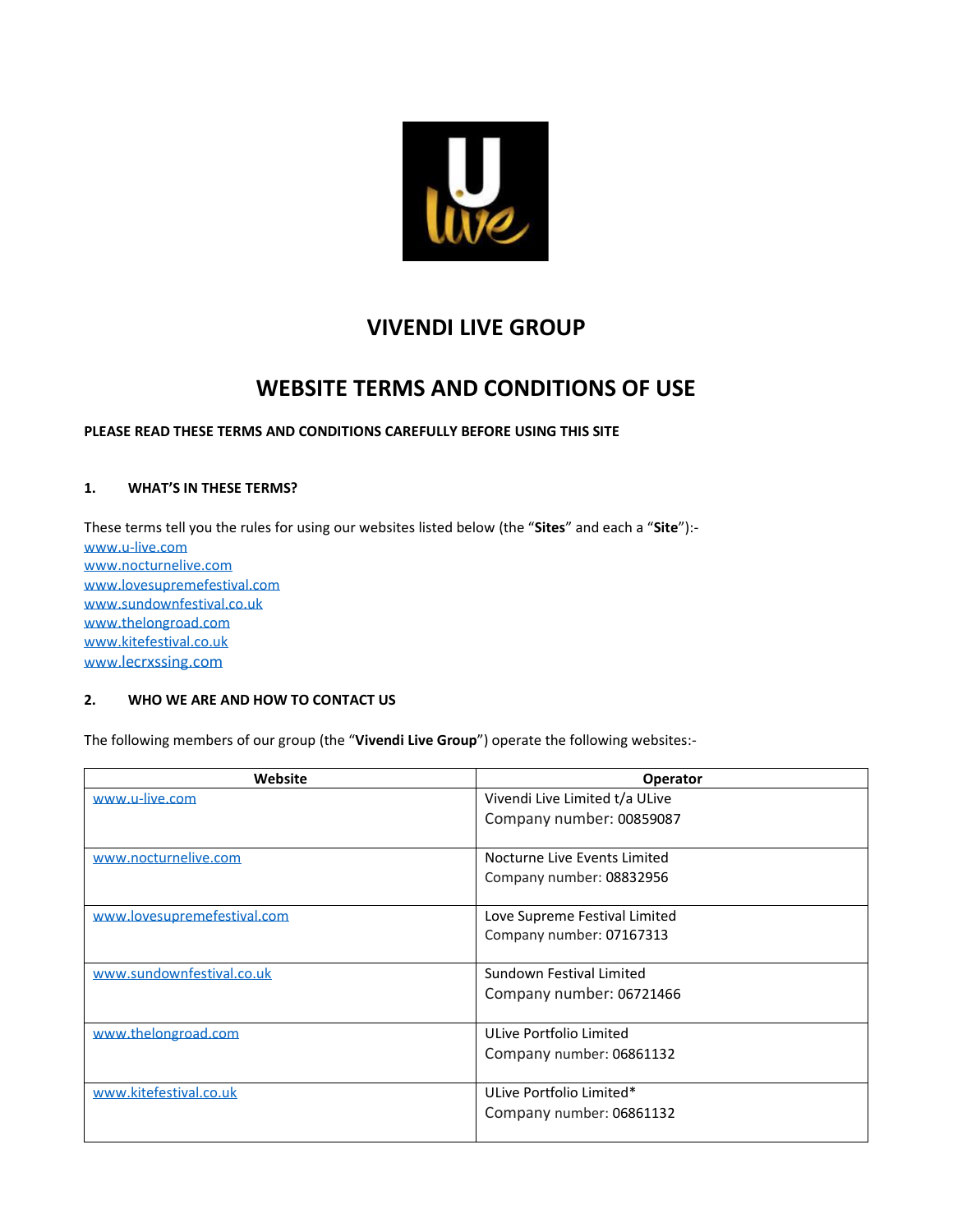# VIVENDI LIVE GROUP

# WEBSITE TERMS AND CONDITIONS OF USE

**PLEASE READ THESE TERMS AND CONDITIONS CAREFULLY BEFORE USING THIS SITE**

## 1. WHAT'S IN THESE TERMS?

These terms tell you the rules for using our websites listed below (the "**Sites**" and each a "**Site**"):-

www.u-live.com
www.nocturnelive.com
www.lovesupremefestival.com
www.sundownfestival.co.uk
www.thelongroad.com
www.kitefestival.co.uk
www.lecrxssing.com

## 2. WHO WE ARE AND HOW TO CONTACT US

The following members of our group (the "**Vivendi Live Group**") operate the following websites:-

| Website | Operator |
|---|---|
| www.u-live.com | Vivendi Live Limited t/a ULive<br>Company number: 00859087 |
| www.nocturnelive.com | Nocturne Live Events Limited<br>Company number: 08832956 |
| www.lovesupremefestival.com | Love Supreme Festival Limited<br>Company number: 07167313 |
| www.sundownfestival.co.uk | Sundown Festival Limited<br>Company number: 06721466 |
| www.thelongroad.com | ULive Portfolio Limited<br>Company number: 06861132 |
| www.kitefestival.co.uk | ULive Portfolio Limited*<br>Company number: 06861132 |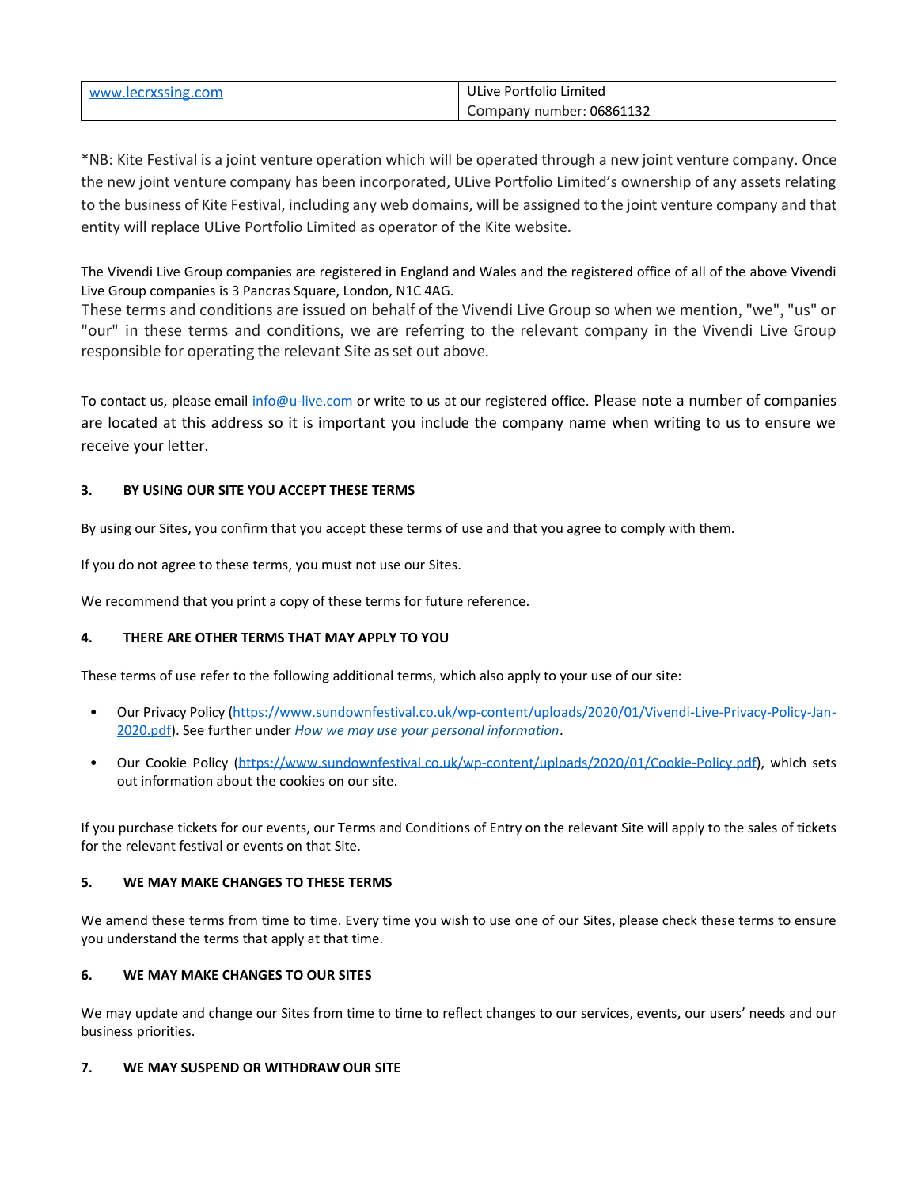| www.lecrxssing.com | ULive Portfolio Limited<br>Company number: 06861132 |
|---|---|

*NB: Kite Festival is a joint venture operation which will be operated through a new joint venture company. Once the new joint venture company has been incorporated, ULive Portfolio Limited's ownership of any assets relating to the business of Kite Festival, including any web domains, will be assigned to the joint venture company and that entity will replace ULive Portfolio Limited as operator of the Kite website.

The Vivendi Live Group companies are registered in England and Wales and the registered office of all of the above Vivendi Live Group companies is 3 Pancras Square, London, N1C 4AG.
These terms and conditions are issued on behalf of the Vivendi Live Group so when we mention, "we", "us" or "our" in these terms and conditions, we are referring to the relevant company in the Vivendi Live Group responsible for operating the relevant Site as set out above.

To contact us, please email info@u-live.com or write to us at our registered office. Please note a number of companies are located at this address so it is important you include the company name when writing to us to ensure we receive your letter.

## 3. BY USING OUR SITE YOU ACCEPT THESE TERMS

By using our Sites, you confirm that you accept these terms of use and that you agree to comply with them.

If you do not agree to these terms, you must not use our Sites.

We recommend that you print a copy of these terms for future reference.

## 4. THERE ARE OTHER TERMS THAT MAY APPLY TO YOU

These terms of use refer to the following additional terms, which also apply to your use of our site:

- Our Privacy Policy (https://www.sundownfestival.co.uk/wp-content/uploads/2020/01/Vivendi-Live-Privacy-Policy-Jan-2020.pdf). See further under *How we may use your personal information*.
- Our Cookie Policy (https://www.sundownfestival.co.uk/wp-content/uploads/2020/01/Cookie-Policy.pdf), which sets out information about the cookies on our site.

If you purchase tickets for our events, our Terms and Conditions of Entry on the relevant Site will apply to the sales of tickets for the relevant festival or events on that Site.

## 5. WE MAY MAKE CHANGES TO THESE TERMS

We amend these terms from time to time. Every time you wish to use one of our Sites, please check these terms to ensure you understand the terms that apply at that time.

## 6. WE MAY MAKE CHANGES TO OUR SITES

We may update and change our Sites from time to time to reflect changes to our services, events, our users' needs and our business priorities.

## 7. WE MAY SUSPEND OR WITHDRAW OUR SITE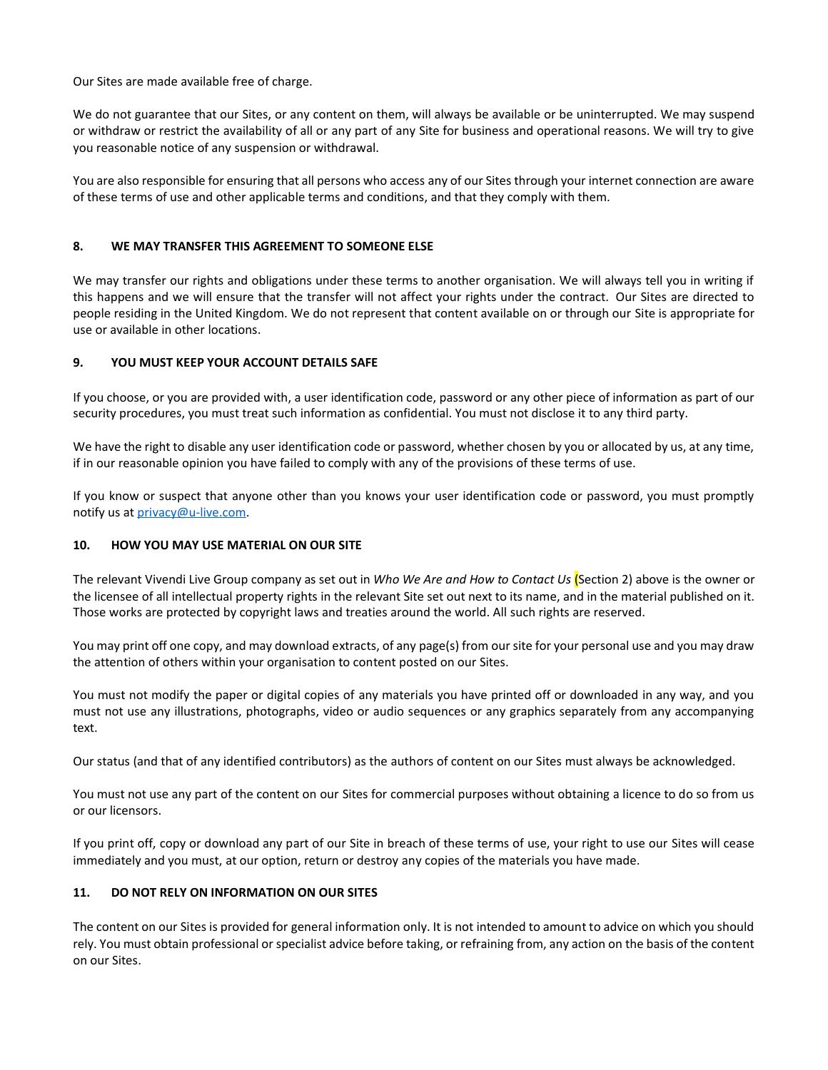Our Sites are made available free of charge.

We do not guarantee that our Sites, or any content on them, will always be available or be uninterrupted. We may suspend or withdraw or restrict the availability of all or any part of any Site for business and operational reasons. We will try to give you reasonable notice of any suspension or withdrawal.

You are also responsible for ensuring that all persons who access any of our Sites through your internet connection are aware of these terms of use and other applicable terms and conditions, and that they comply with them.

## 8. WE MAY TRANSFER THIS AGREEMENT TO SOMEONE ELSE

We may transfer our rights and obligations under these terms to another organisation. We will always tell you in writing if this happens and we will ensure that the transfer will not affect your rights under the contract. Our Sites are directed to people residing in the United Kingdom. We do not represent that content available on or through our Site is appropriate for use or available in other locations.

## 9. YOU MUST KEEP YOUR ACCOUNT DETAILS SAFE

If you choose, or you are provided with, a user identification code, password or any other piece of information as part of our security procedures, you must treat such information as confidential. You must not disclose it to any third party.

We have the right to disable any user identification code or password, whether chosen by you or allocated by us, at any time, if in our reasonable opinion you have failed to comply with any of the provisions of these terms of use.

If you know or suspect that anyone other than you knows your user identification code or password, you must promptly notify us at privacy@u-live.com.

## 10. HOW YOU MAY USE MATERIAL ON OUR SITE

The relevant Vivendi Live Group company as set out in *Who We Are and How to Contact Us* (Section 2) above is the owner or the licensee of all intellectual property rights in the relevant Site set out next to its name, and in the material published on it. Those works are protected by copyright laws and treaties around the world. All such rights are reserved.

You may print off one copy, and may download extracts, of any page(s) from our site for your personal use and you may draw the attention of others within your organisation to content posted on our Sites.

You must not modify the paper or digital copies of any materials you have printed off or downloaded in any way, and you must not use any illustrations, photographs, video or audio sequences or any graphics separately from any accompanying text.

Our status (and that of any identified contributors) as the authors of content on our Sites must always be acknowledged.

You must not use any part of the content on our Sites for commercial purposes without obtaining a licence to do so from us or our licensors.

If you print off, copy or download any part of our Site in breach of these terms of use, your right to use our Sites will cease immediately and you must, at our option, return or destroy any copies of the materials you have made.

## 11. DO NOT RELY ON INFORMATION ON OUR SITES

The content on our Sites is provided for general information only. It is not intended to amount to advice on which you should rely. You must obtain professional or specialist advice before taking, or refraining from, any action on the basis of the content on our Sites.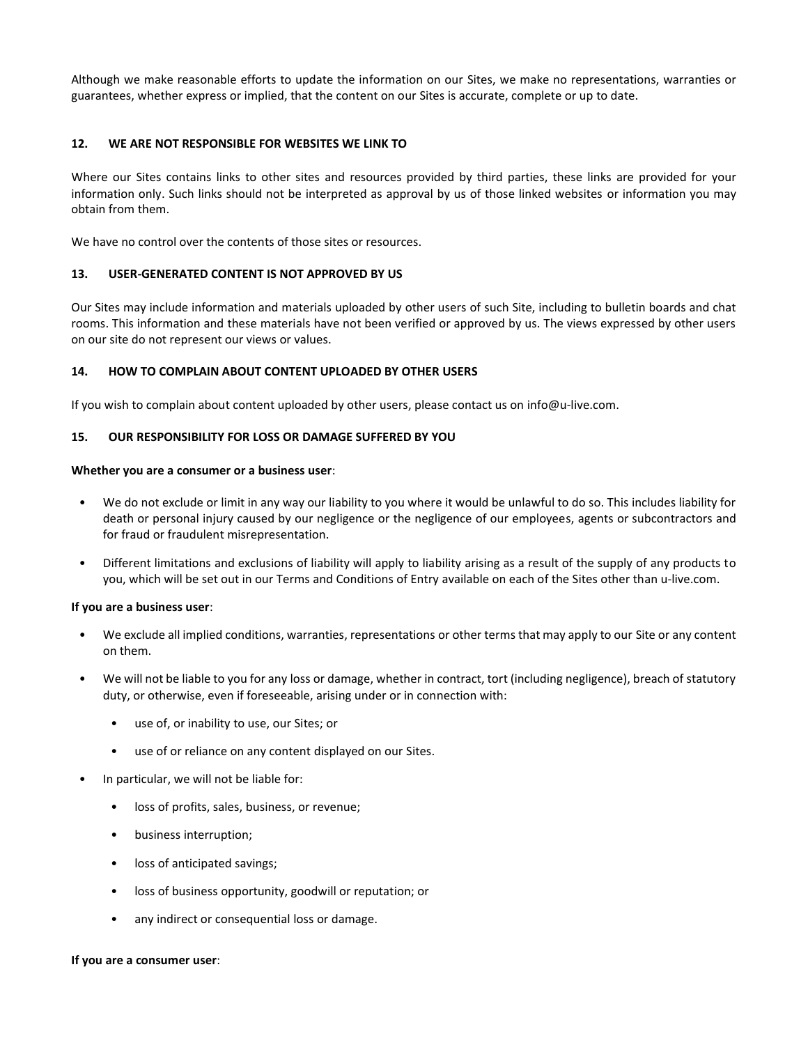Although we make reasonable efforts to update the information on our Sites, we make no representations, warranties or guarantees, whether express or implied, that the content on our Sites is accurate, complete or up to date.

## 12. WE ARE NOT RESPONSIBLE FOR WEBSITES WE LINK TO

Where our Sites contains links to other sites and resources provided by third parties, these links are provided for your information only. Such links should not be interpreted as approval by us of those linked websites or information you may obtain from them.

We have no control over the contents of those sites or resources.

## 13. USER-GENERATED CONTENT IS NOT APPROVED BY US

Our Sites may include information and materials uploaded by other users of such Site, including to bulletin boards and chat rooms. This information and these materials have not been verified or approved by us. The views expressed by other users on our site do not represent our views or values.

## 14. HOW TO COMPLAIN ABOUT CONTENT UPLOADED BY OTHER USERS

If you wish to complain about content uploaded by other users, please contact us on info@u-live.com.

## 15. OUR RESPONSIBILITY FOR LOSS OR DAMAGE SUFFERED BY YOU

**Whether you are a consumer or a business user**:

- We do not exclude or limit in any way our liability to you where it would be unlawful to do so. This includes liability for death or personal injury caused by our negligence or the negligence of our employees, agents or subcontractors and for fraud or fraudulent misrepresentation.
- Different limitations and exclusions of liability will apply to liability arising as a result of the supply of any products to you, which will be set out in our Terms and Conditions of Entry available on each of the Sites other than u-live.com.

**If you are a business user**:

- We exclude all implied conditions, warranties, representations or other terms that may apply to our Site or any content on them.
- We will not be liable to you for any loss or damage, whether in contract, tort (including negligence), breach of statutory duty, or otherwise, even if foreseeable, arising under or in connection with:
  - use of, or inability to use, our Sites; or
  - use of or reliance on any content displayed on our Sites.
- In particular, we will not be liable for:
  - loss of profits, sales, business, or revenue;
  - business interruption;
  - loss of anticipated savings;
  - loss of business opportunity, goodwill or reputation; or
  - any indirect or consequential loss or damage.

**If you are a consumer user**: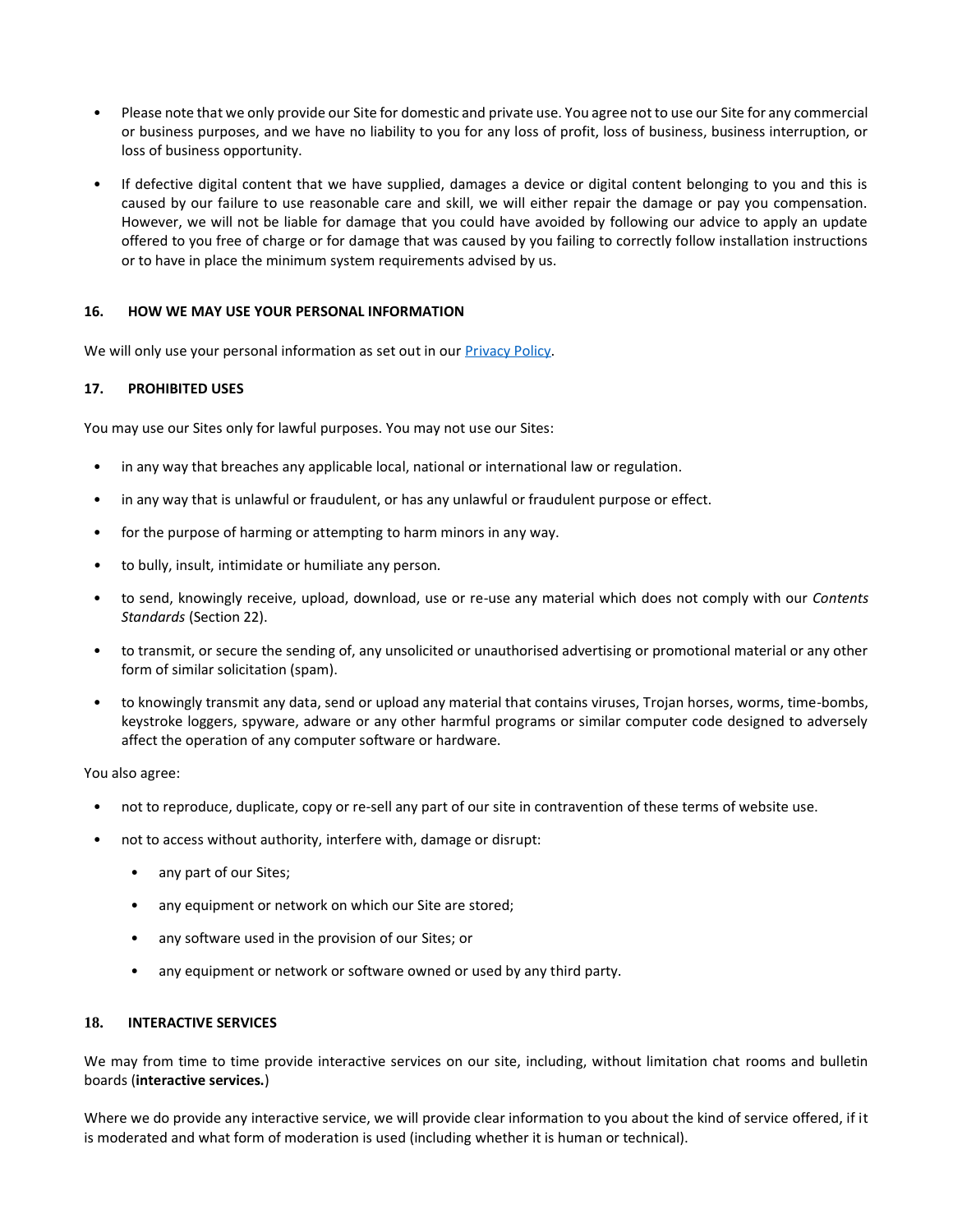- Please note that we only provide our Site for domestic and private use. You agree not to use our Site for any commercial or business purposes, and we have no liability to you for any loss of profit, loss of business, business interruption, or loss of business opportunity.

- If defective digital content that we have supplied, damages a device or digital content belonging to you and this is caused by our failure to use reasonable care and skill, we will either repair the damage or pay you compensation. However, we will not be liable for damage that you could have avoided by following our advice to apply an update offered to you free of charge or for damage that was caused by you failing to correctly follow installation instructions or to have in place the minimum system requirements advised by us.

## 16. HOW WE MAY USE YOUR PERSONAL INFORMATION

We will only use your personal information as set out in our [Privacy Policy](#).

## 17. PROHIBITED USES

You may use our Sites only for lawful purposes. You may not use our Sites:

- in any way that breaches any applicable local, national or international law or regulation.
- in any way that is unlawful or fraudulent, or has any unlawful or fraudulent purpose or effect.
- for the purpose of harming or attempting to harm minors in any way.
- to bully, insult, intimidate or humiliate any person.
- to send, knowingly receive, upload, download, use or re-use any material which does not comply with our *Contents Standards* (Section 22).
- to transmit, or secure the sending of, any unsolicited or unauthorised advertising or promotional material or any other form of similar solicitation (spam).
- to knowingly transmit any data, send or upload any material that contains viruses, Trojan horses, worms, time-bombs, keystroke loggers, spyware, adware or any other harmful programs or similar computer code designed to adversely affect the operation of any computer software or hardware.

You also agree:

- not to reproduce, duplicate, copy or re-sell any part of our site in contravention of these terms of website use.
- not to access without authority, interfere with, damage or disrupt:
  - any part of our Sites;
  - any equipment or network on which our Site are stored;
  - any software used in the provision of our Sites; or
  - any equipment or network or software owned or used by any third party.

## 18. INTERACTIVE SERVICES

We may from time to time provide interactive services on our site, including, without limitation chat rooms and bulletin boards (**interactive services.**)

Where we do provide any interactive service, we will provide clear information to you about the kind of service offered, if it is moderated and what form of moderation is used (including whether it is human or technical).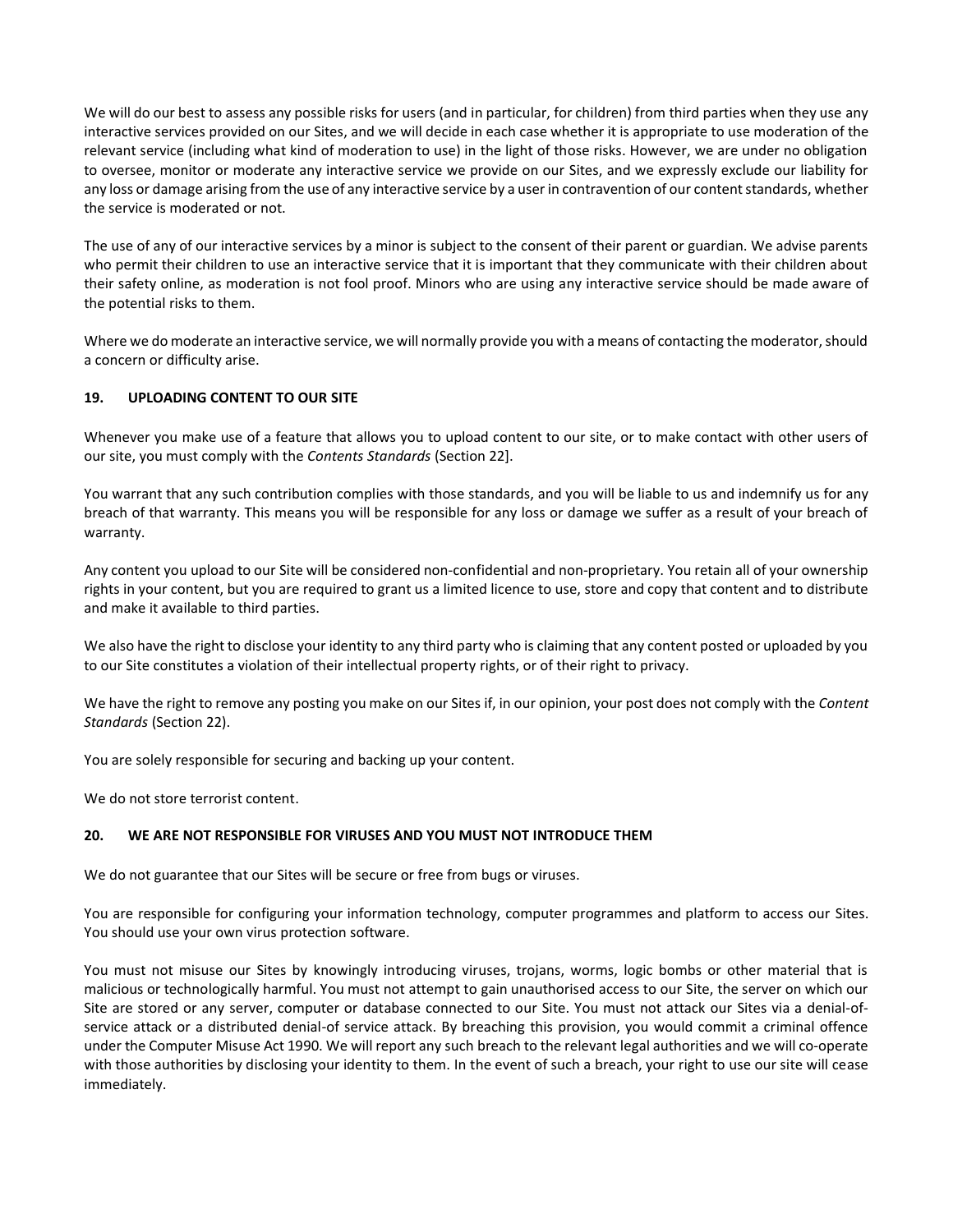We will do our best to assess any possible risks for users (and in particular, for children) from third parties when they use any interactive services provided on our Sites, and we will decide in each case whether it is appropriate to use moderation of the relevant service (including what kind of moderation to use) in the light of those risks. However, we are under no obligation to oversee, monitor or moderate any interactive service we provide on our Sites, and we expressly exclude our liability for any loss or damage arising from the use of any interactive service by a user in contravention of our content standards, whether the service is moderated or not.

The use of any of our interactive services by a minor is subject to the consent of their parent or guardian. We advise parents who permit their children to use an interactive service that it is important that they communicate with their children about their safety online, as moderation is not fool proof. Minors who are using any interactive service should be made aware of the potential risks to them.

Where we do moderate an interactive service, we will normally provide you with a means of contacting the moderator, should a concern or difficulty arise.

## 19. UPLOADING CONTENT TO OUR SITE

Whenever you make use of a feature that allows you to upload content to our site, or to make contact with other users of our site, you must comply with the *Contents Standards* (Section 22].

You warrant that any such contribution complies with those standards, and you will be liable to us and indemnify us for any breach of that warranty. This means you will be responsible for any loss or damage we suffer as a result of your breach of warranty.

Any content you upload to our Site will be considered non-confidential and non-proprietary. You retain all of your ownership rights in your content, but you are required to grant us a limited licence to use, store and copy that content and to distribute and make it available to third parties.

We also have the right to disclose your identity to any third party who is claiming that any content posted or uploaded by you to our Site constitutes a violation of their intellectual property rights, or of their right to privacy.

We have the right to remove any posting you make on our Sites if, in our opinion, your post does not comply with the *Content Standards* (Section 22).

You are solely responsible for securing and backing up your content.

We do not store terrorist content.

## 20. WE ARE NOT RESPONSIBLE FOR VIRUSES AND YOU MUST NOT INTRODUCE THEM

We do not guarantee that our Sites will be secure or free from bugs or viruses.

You are responsible for configuring your information technology, computer programmes and platform to access our Sites. You should use your own virus protection software.

You must not misuse our Sites by knowingly introducing viruses, trojans, worms, logic bombs or other material that is malicious or technologically harmful. You must not attempt to gain unauthorised access to our Site, the server on which our Site are stored or any server, computer or database connected to our Site. You must not attack our Sites via a denial-of-service attack or a distributed denial-of service attack. By breaching this provision, you would commit a criminal offence under the Computer Misuse Act 1990. We will report any such breach to the relevant legal authorities and we will co-operate with those authorities by disclosing your identity to them. In the event of such a breach, your right to use our site will cease immediately.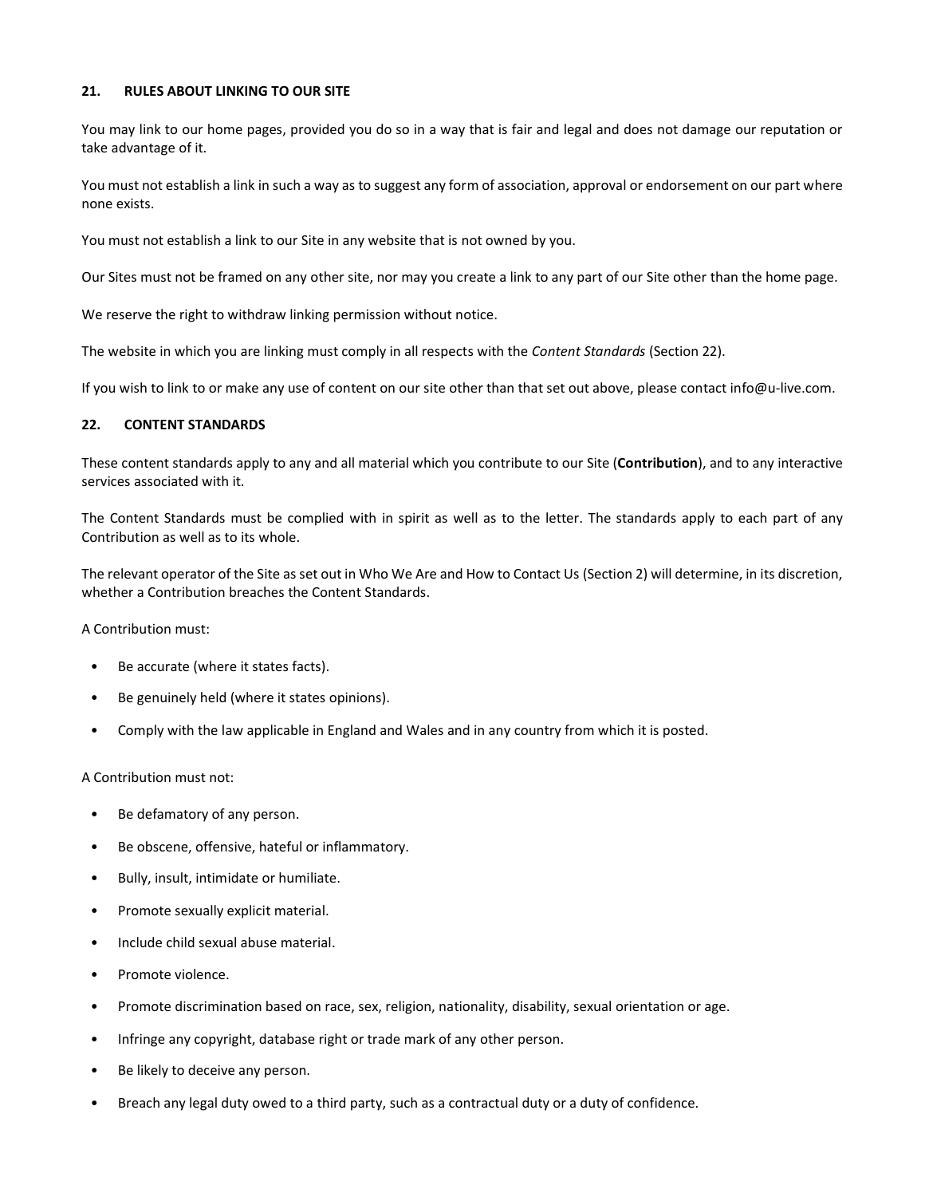## 21. RULES ABOUT LINKING TO OUR SITE

You may link to our home pages, provided you do so in a way that is fair and legal and does not damage our reputation or take advantage of it.

You must not establish a link in such a way as to suggest any form of association, approval or endorsement on our part where none exists.

You must not establish a link to our Site in any website that is not owned by you.

Our Sites must not be framed on any other site, nor may you create a link to any part of our Site other than the home page.

We reserve the right to withdraw linking permission without notice.

The website in which you are linking must comply in all respects with the *Content Standards* (Section 22).

If you wish to link to or make any use of content on our site other than that set out above, please contact info@u-live.com.

## 22. CONTENT STANDARDS

These content standards apply to any and all material which you contribute to our Site (**Contribution**), and to any interactive services associated with it.

The Content Standards must be complied with in spirit as well as to the letter. The standards apply to each part of any Contribution as well as to its whole.

The relevant operator of the Site as set out in Who We Are and How to Contact Us (Section 2) will determine, in its discretion, whether a Contribution breaches the Content Standards.

A Contribution must:

- Be accurate (where it states facts).
- Be genuinely held (where it states opinions).
- Comply with the law applicable in England and Wales and in any country from which it is posted.

A Contribution must not:

- Be defamatory of any person.
- Be obscene, offensive, hateful or inflammatory.
- Bully, insult, intimidate or humiliate.
- Promote sexually explicit material.
- Include child sexual abuse material.
- Promote violence.
- Promote discrimination based on race, sex, religion, nationality, disability, sexual orientation or age.
- Infringe any copyright, database right or trade mark of any other person.
- Be likely to deceive any person.
- Breach any legal duty owed to a third party, such as a contractual duty or a duty of confidence.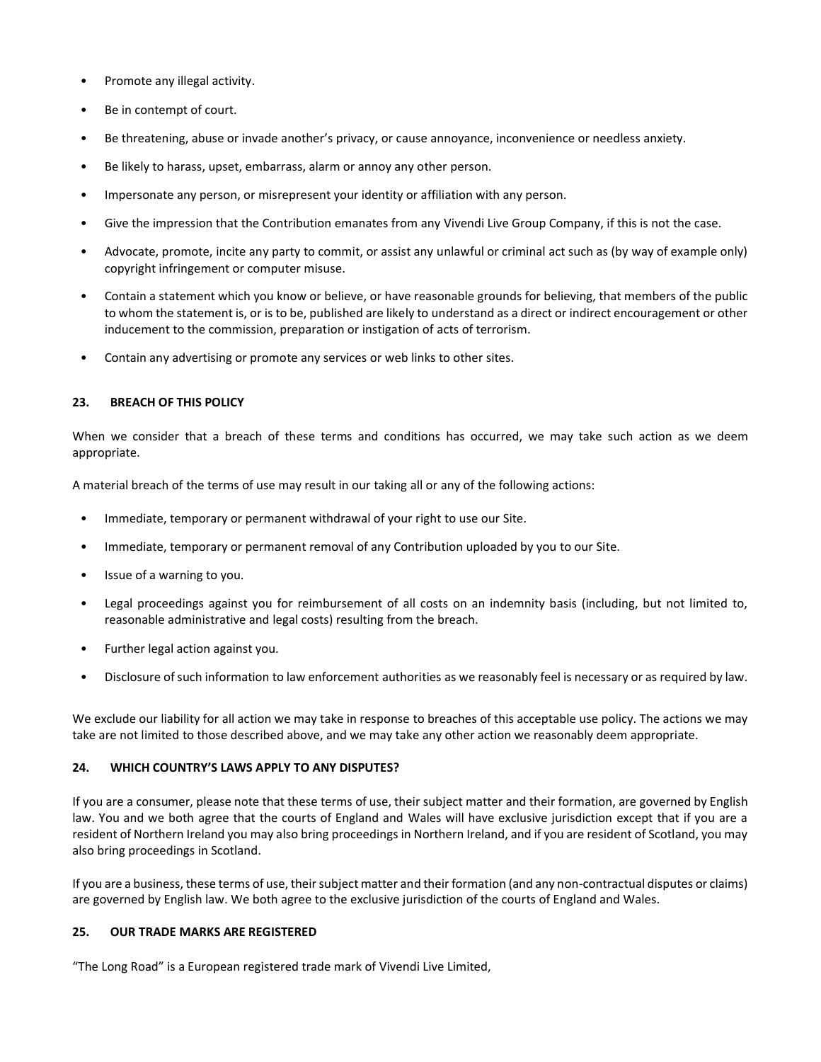- Promote any illegal activity.
- Be in contempt of court.
- Be threatening, abuse or invade another's privacy, or cause annoyance, inconvenience or needless anxiety.
- Be likely to harass, upset, embarrass, alarm or annoy any other person.
- Impersonate any person, or misrepresent your identity or affiliation with any person.
- Give the impression that the Contribution emanates from any Vivendi Live Group Company, if this is not the case.
- Advocate, promote, incite any party to commit, or assist any unlawful or criminal act such as (by way of example only) copyright infringement or computer misuse.
- Contain a statement which you know or believe, or have reasonable grounds for believing, that members of the public to whom the statement is, or is to be, published are likely to understand as a direct or indirect encouragement or other inducement to the commission, preparation or instigation of acts of terrorism.
- Contain any advertising or promote any services or web links to other sites.

## 23. BREACH OF THIS POLICY

When we consider that a breach of these terms and conditions has occurred, we may take such action as we deem appropriate.

A material breach of the terms of use may result in our taking all or any of the following actions:

- Immediate, temporary or permanent withdrawal of your right to use our Site.
- Immediate, temporary or permanent removal of any Contribution uploaded by you to our Site.
- Issue of a warning to you.
- Legal proceedings against you for reimbursement of all costs on an indemnity basis (including, but not limited to, reasonable administrative and legal costs) resulting from the breach.
- Further legal action against you.
- Disclosure of such information to law enforcement authorities as we reasonably feel is necessary or as required by law.

We exclude our liability for all action we may take in response to breaches of this acceptable use policy. The actions we may take are not limited to those described above, and we may take any other action we reasonably deem appropriate.

## 24. WHICH COUNTRY'S LAWS APPLY TO ANY DISPUTES?

If you are a consumer, please note that these terms of use, their subject matter and their formation, are governed by English law. You and we both agree that the courts of England and Wales will have exclusive jurisdiction except that if you are a resident of Northern Ireland you may also bring proceedings in Northern Ireland, and if you are resident of Scotland, you may also bring proceedings in Scotland.

If you are a business, these terms of use, their subject matter and their formation (and any non-contractual disputes or claims) are governed by English law. We both agree to the exclusive jurisdiction of the courts of England and Wales.

## 25. OUR TRADE MARKS ARE REGISTERED

"The Long Road" is a European registered trade mark of Vivendi Live Limited,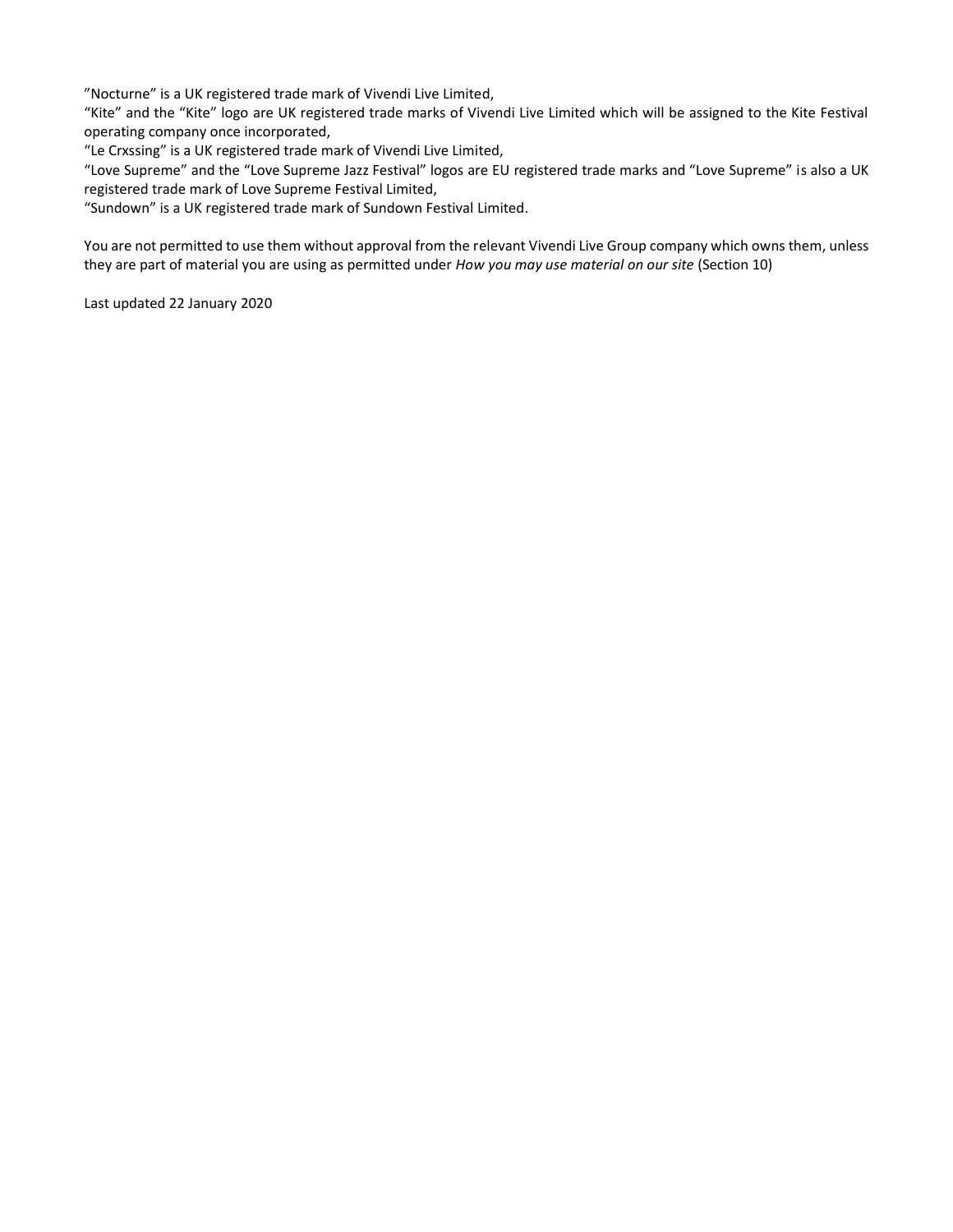”Nocturne” is a UK registered trade mark of Vivendi Live Limited,
“Kite” and the “Kite” logo are UK registered trade marks of Vivendi Live Limited which will be assigned to the Kite Festival operating company once incorporated,
“Le Crxssing” is a UK registered trade mark of Vivendi Live Limited,
“Love Supreme” and the “Love Supreme Jazz Festival” logos are EU registered trade marks and “Love Supreme” is also a UK registered trade mark of Love Supreme Festival Limited,
“Sundown” is a UK registered trade mark of Sundown Festival Limited.

You are not permitted to use them without approval from the relevant Vivendi Live Group company which owns them, unless they are part of material you are using as permitted under *How you may use material on our site* (Section 10)

Last updated 22 January 2020